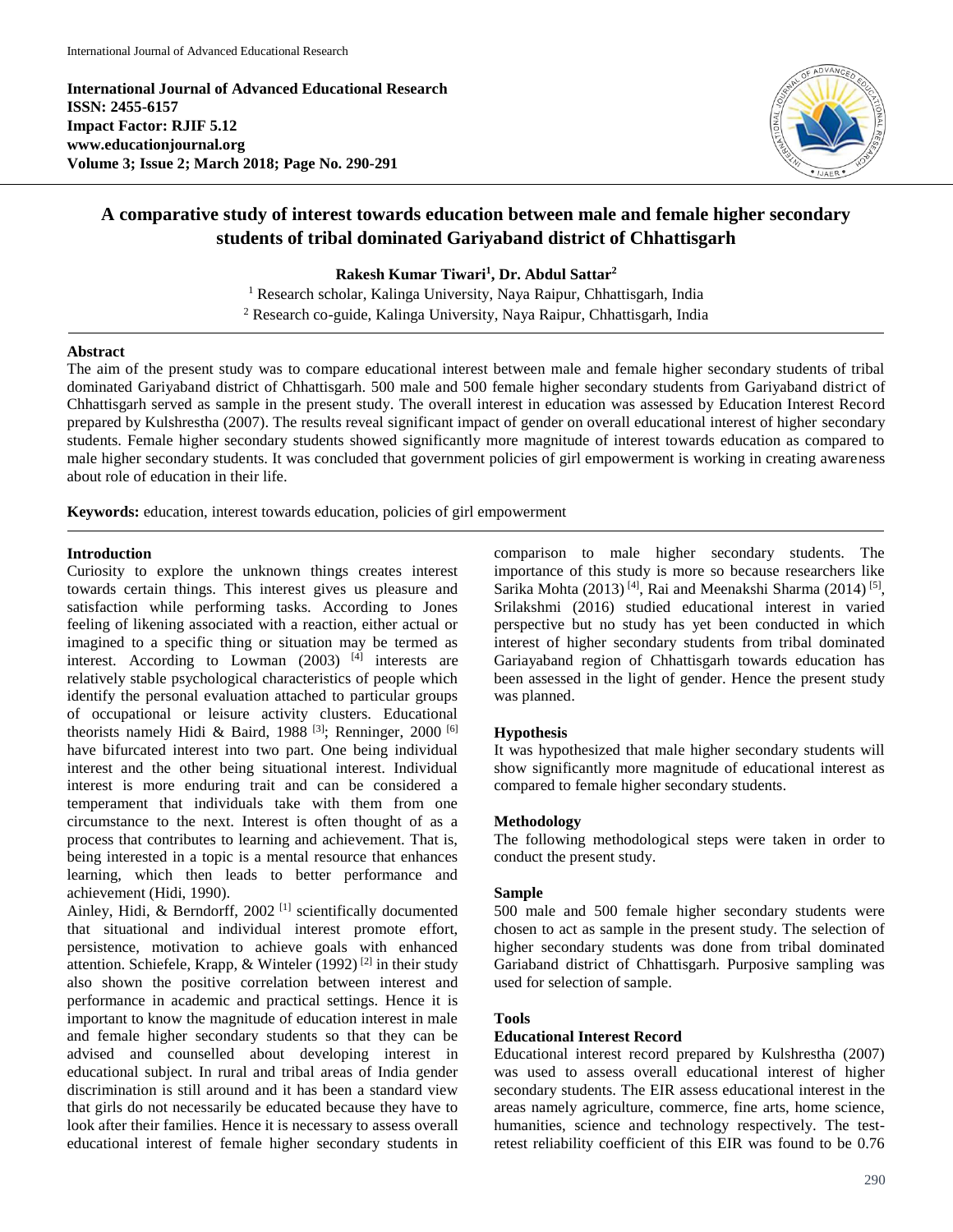**International Journal of Advanced Educational Research**
**ISSN: 2455-6157**
**Impact Factor: RJIF 5.12**
**www.educationjournal.org**
**Volume 3; Issue 2; March 2018; Page No. 290-291**

# A comparative study of interest towards education between male and female higher secondary students of tribal dominated Gariyaband district of Chhattisgarh

**Rakesh Kumar Tiwari[1], Dr. Abdul Sattar[2]**

[1] Research scholar, Kalinga University, Naya Raipur, Chhattisgarh, India
[2] Research co-guide, Kalinga University, Naya Raipur, Chhattisgarh, India

## Abstract

The aim of the present study was to compare educational interest between male and female higher secondary students of tribal dominated Gariyaband district of Chhattisgarh. 500 male and 500 female higher secondary students from Gariyaband district of Chhattisgarh served as sample in the present study. The overall interest in education was assessed by Education Interest Record prepared by Kulshrestha (2007). The results reveal significant impact of gender on overall educational interest of higher secondary students. Female higher secondary students showed significantly more magnitude of interest towards education as compared to male higher secondary students. It was concluded that government policies of girl empowerment is working in creating awareness about role of education in their life.

**Keywords:** education, interest towards education, policies of girl empowerment

## Introduction

Curiosity to explore the unknown things creates interest towards certain things. This interest gives us pleasure and satisfaction while performing tasks. According to Jones feeling of likening associated with a reaction, either actual or imagined to a specific thing or situation may be termed as interest. According to Lowman (2003) [4] interests are relatively stable psychological characteristics of people which identify the personal evaluation attached to particular groups of occupational or leisure activity clusters. Educational theorists namely Hidi & Baird, 1988 [3]; Renninger, 2000 [6] have bifurcated interest into two part. One being individual interest and the other being situational interest. Individual interest is more enduring trait and can be considered a temperament that individuals take with them from one circumstance to the next. Interest is often thought of as a process that contributes to learning and achievement. That is, being interested in a topic is a mental resource that enhances learning, which then leads to better performance and achievement (Hidi, 1990).

Ainley, Hidi, & Berndorff, 2002 [1] scientifically documented that situational and individual interest promote effort, persistence, motivation to achieve goals with enhanced attention. Schiefele, Krapp, & Winteler (1992) [2] in their study also shown the positive correlation between interest and performance in academic and practical settings. Hence it is important to know the magnitude of education interest in male and female higher secondary students so that they can be advised and counselled about developing interest in educational subject. In rural and tribal areas of India gender discrimination is still around and it has been a standard view that girls do not necessarily be educated because they have to look after their families. Hence it is necessary to assess overall educational interest of female higher secondary students in comparison to male higher secondary students. The importance of this study is more so because researchers like Sarika Mohta (2013) [4], Rai and Meenakshi Sharma (2014) [5], Srilakshmi (2016) studied educational interest in varied perspective but no study has yet been conducted in which interest of higher secondary students from tribal dominated Gariayaband region of Chhattisgarh towards education has been assessed in the light of gender. Hence the present study was planned.

## Hypothesis

It was hypothesized that male higher secondary students will show significantly more magnitude of educational interest as compared to female higher secondary students.

## Methodology

The following methodological steps were taken in order to conduct the present study.

### Sample

500 male and 500 female higher secondary students were chosen to act as sample in the present study. The selection of higher secondary students was done from tribal dominated Gariaband district of Chhattisgarh. Purposive sampling was used for selection of sample.

### Tools

#### Educational Interest Record

Educational interest record prepared by Kulshrestha (2007) was used to assess overall educational interest of higher secondary students. The EIR assess educational interest in the areas namely agriculture, commerce, fine arts, home science, humanities, science and technology respectively. The test-retest reliability coefficient of this EIR was found to be 0.76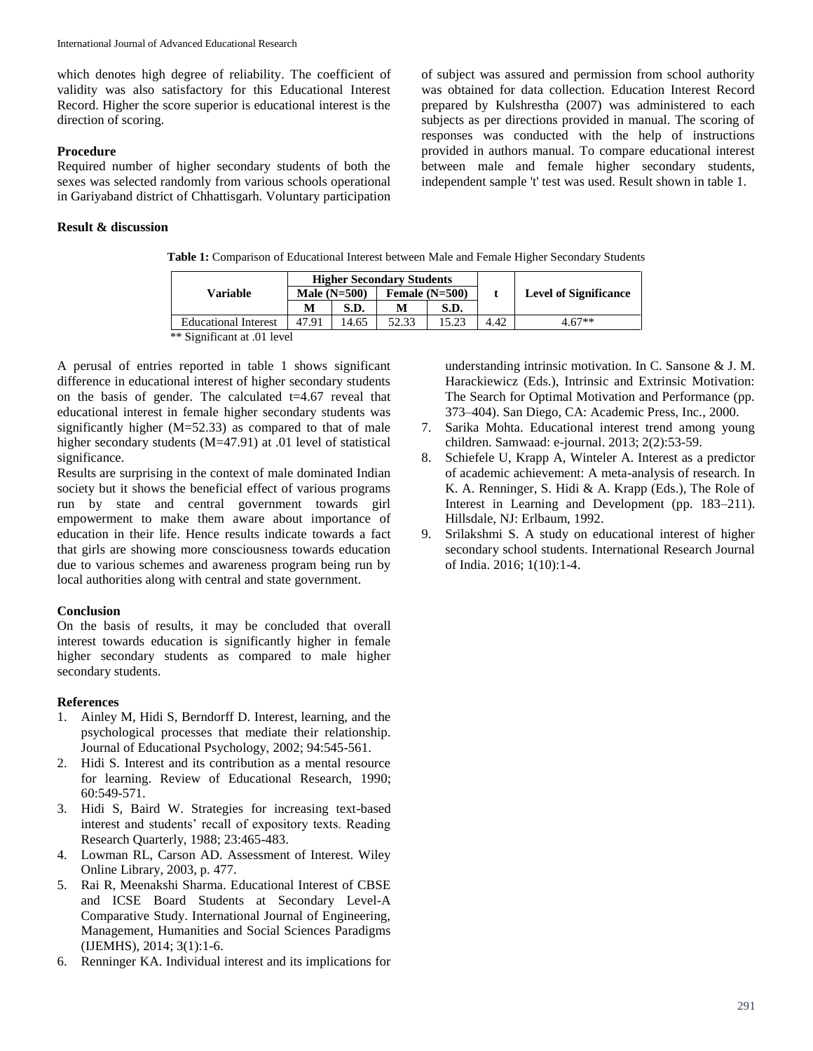which denotes high degree of reliability. The coefficient of validity was also satisfactory for this Educational Interest Record. Higher the score superior is educational interest is the direction of scoring.

**Procedure**

Required number of higher secondary students of both the sexes was selected randomly from various schools operational in Gariyaband district of Chhattisgarh. Voluntary participation of subject was assured and permission from school authority was obtained for data collection. Education Interest Record prepared by Kulshrestha (2007) was administered to each subjects as per directions provided in manual. The scoring of responses was conducted with the help of instructions provided in authors manual. To compare educational interest between male and female higher secondary students, independent sample 't' test was used. Result shown in table 1.

**Result & discussion**

**Table 1:** Comparison of Educational Interest between Male and Female Higher Secondary Students

| Variable | Higher Secondary Students | | | | t | Level of Significance |
|---|---|---|---|---|---|---|
| | Male (N=500) | | Female (N=500) | | | |
| | M | S.D. | M | S.D. | | |
| Educational Interest | 47.91 | 14.65 | 52.33 | 15.23 | 4.42 | 4.67** |

** Significant at .01 level

A perusal of entries reported in table 1 shows significant difference in educational interest of higher secondary students on the basis of gender. The calculated t=4.67 reveal that educational interest in female higher secondary students was significantly higher (M=52.33) as compared to that of male higher secondary students (M=47.91) at .01 level of statistical significance.

Results are surprising in the context of male dominated Indian society but it shows the beneficial effect of various programs run by state and central government towards girl empowerment to make them aware about importance of education in their life. Hence results indicate towards a fact that girls are showing more consciousness towards education due to various schemes and awareness program being run by local authorities along with central and state government.

**Conclusion**

On the basis of results, it may be concluded that overall interest towards education is significantly higher in female higher secondary students as compared to male higher secondary students.

**References**

1. Ainley M, Hidi S, Berndorff D. Interest, learning, and the psychological processes that mediate their relationship. Journal of Educational Psychology, 2002; 94:545-561.
2. Hidi S. Interest and its contribution as a mental resource for learning. Review of Educational Research, 1990; 60:549-571.
3. Hidi S, Baird W. Strategies for increasing text-based interest and students' recall of expository texts. Reading Research Quarterly, 1988; 23:465-483.
4. Lowman RL, Carson AD. Assessment of Interest. Wiley Online Library, 2003, p. 477.
5. Rai R, Meenakshi Sharma. Educational Interest of CBSE and ICSE Board Students at Secondary Level-A Comparative Study. International Journal of Engineering, Management, Humanities and Social Sciences Paradigms (IJEMHS), 2014; 3(1):1-6.
6. Renninger KA. Individual interest and its implications for understanding intrinsic motivation. In C. Sansone & J. M. Harackiewicz (Eds.), Intrinsic and Extrinsic Motivation: The Search for Optimal Motivation and Performance (pp. 373–404). San Diego, CA: Academic Press, Inc., 2000.
7. Sarika Mohta. Educational interest trend among young children. Samwaad: e-journal. 2013; 2(2):53-59.
8. Schiefele U, Krapp A, Winteler A. Interest as a predictor of academic achievement: A meta-analysis of research. In K. A. Renninger, S. Hidi & A. Krapp (Eds.), The Role of Interest in Learning and Development (pp. 183–211). Hillsdale, NJ: Erlbaum, 1992.
9. Srilakshmi S. A study on educational interest of higher secondary school students. International Research Journal of India. 2016; 1(10):1-4.